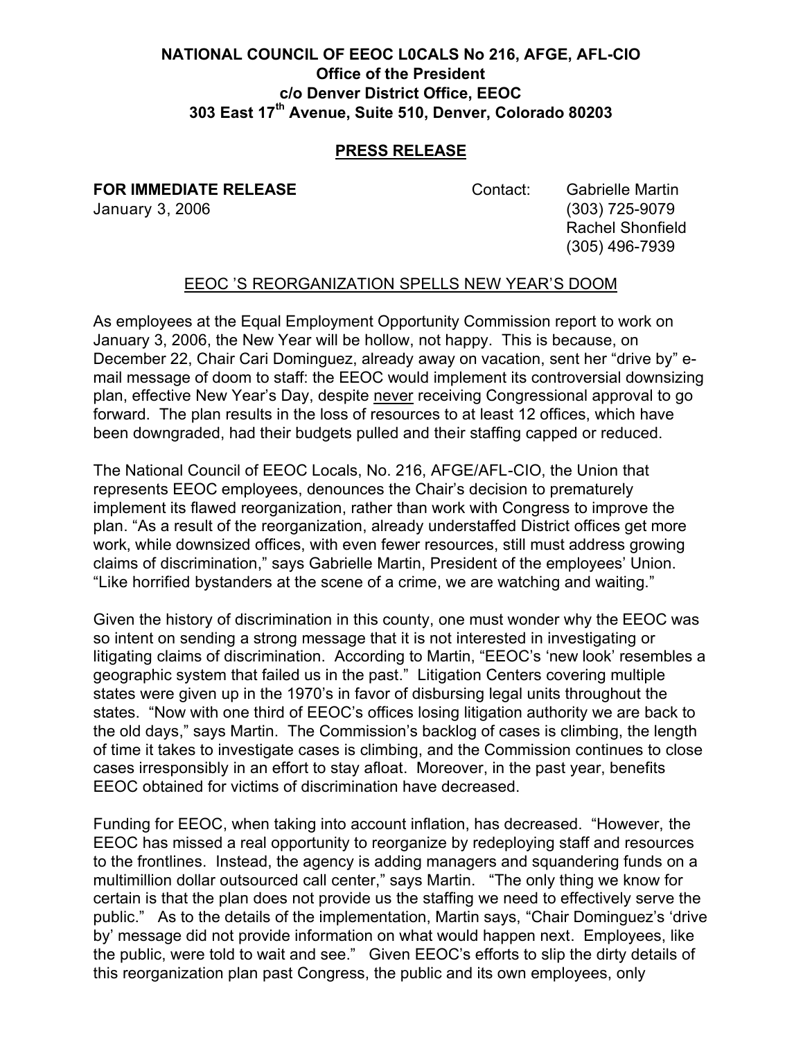**NATIONAL COUNCIL OF EEOC L0CALS No 216, AFGE, AFL-CIO**
**Office of the President**
**c/o Denver District Office, EEOC**
**303 East 17th Avenue, Suite 510, Denver, Colorado 80203**

## PRESS RELEASE

**FOR IMMEDIATE RELEASE**
January 3, 2006

Contact: Gabrielle Martin
(303) 725-9079
Rachel Shonfield
(305) 496-7939

### EEOC 'S REORGANIZATION SPELLS NEW YEAR'S DOOM

As employees at the Equal Employment Opportunity Commission report to work on January 3, 2006, the New Year will be hollow, not happy. This is because, on December 22, Chair Cari Dominguez, already away on vacation, sent her "drive by" e-mail message of doom to staff: the EEOC would implement its controversial downsizing plan, effective New Year's Day, despite never receiving Congressional approval to go forward. The plan results in the loss of resources to at least 12 offices, which have been downgraded, had their budgets pulled and their staffing capped or reduced.

The National Council of EEOC Locals, No. 216, AFGE/AFL-CIO, the Union that represents EEOC employees, denounces the Chair's decision to prematurely implement its flawed reorganization, rather than work with Congress to improve the plan. "As a result of the reorganization, already understaffed District offices get more work, while downsized offices, with even fewer resources, still must address growing claims of discrimination," says Gabrielle Martin, President of the employees' Union. "Like horrified bystanders at the scene of a crime, we are watching and waiting."

Given the history of discrimination in this county, one must wonder why the EEOC was so intent on sending a strong message that it is not interested in investigating or litigating claims of discrimination. According to Martin, "EEOC's 'new look' resembles a geographic system that failed us in the past." Litigation Centers covering multiple states were given up in the 1970's in favor of disbursing legal units throughout the states. "Now with one third of EEOC's offices losing litigation authority we are back to the old days," says Martin. The Commission's backlog of cases is climbing, the length of time it takes to investigate cases is climbing, and the Commission continues to close cases irresponsibly in an effort to stay afloat. Moreover, in the past year, benefits EEOC obtained for victims of discrimination have decreased.

Funding for EEOC, when taking into account inflation, has decreased. "However, the EEOC has missed a real opportunity to reorganize by redeploying staff and resources to the frontlines. Instead, the agency is adding managers and squandering funds on a multimillion dollar outsourced call center," says Martin. "The only thing we know for certain is that the plan does not provide us the staffing we need to effectively serve the public." As to the details of the implementation, Martin says, "Chair Dominguez's 'drive by' message did not provide information on what would happen next. Employees, like the public, were told to wait and see." Given EEOC's efforts to slip the dirty details of this reorganization plan past Congress, the public and its own employees, only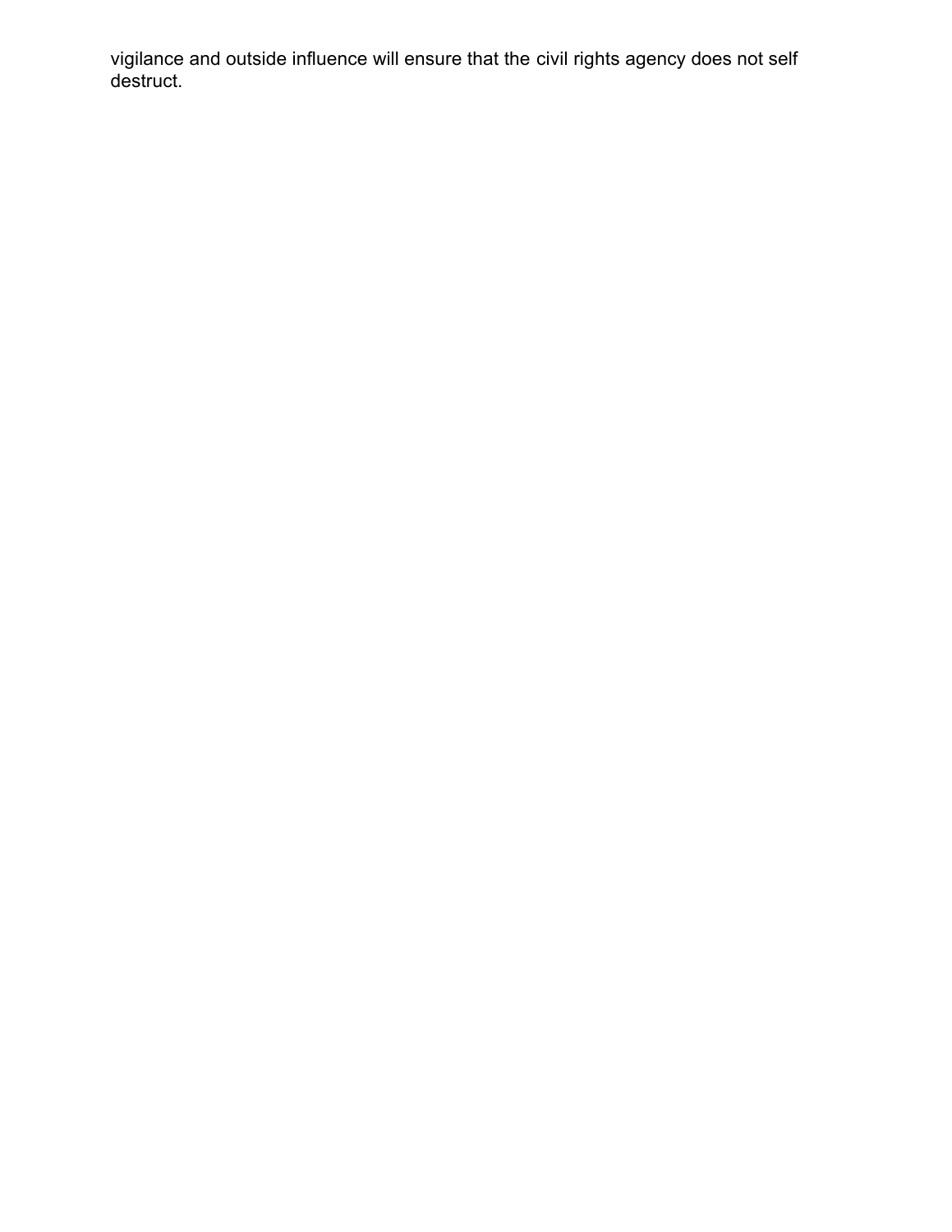vigilance and outside influence will ensure that the civil rights agency does not self destruct.